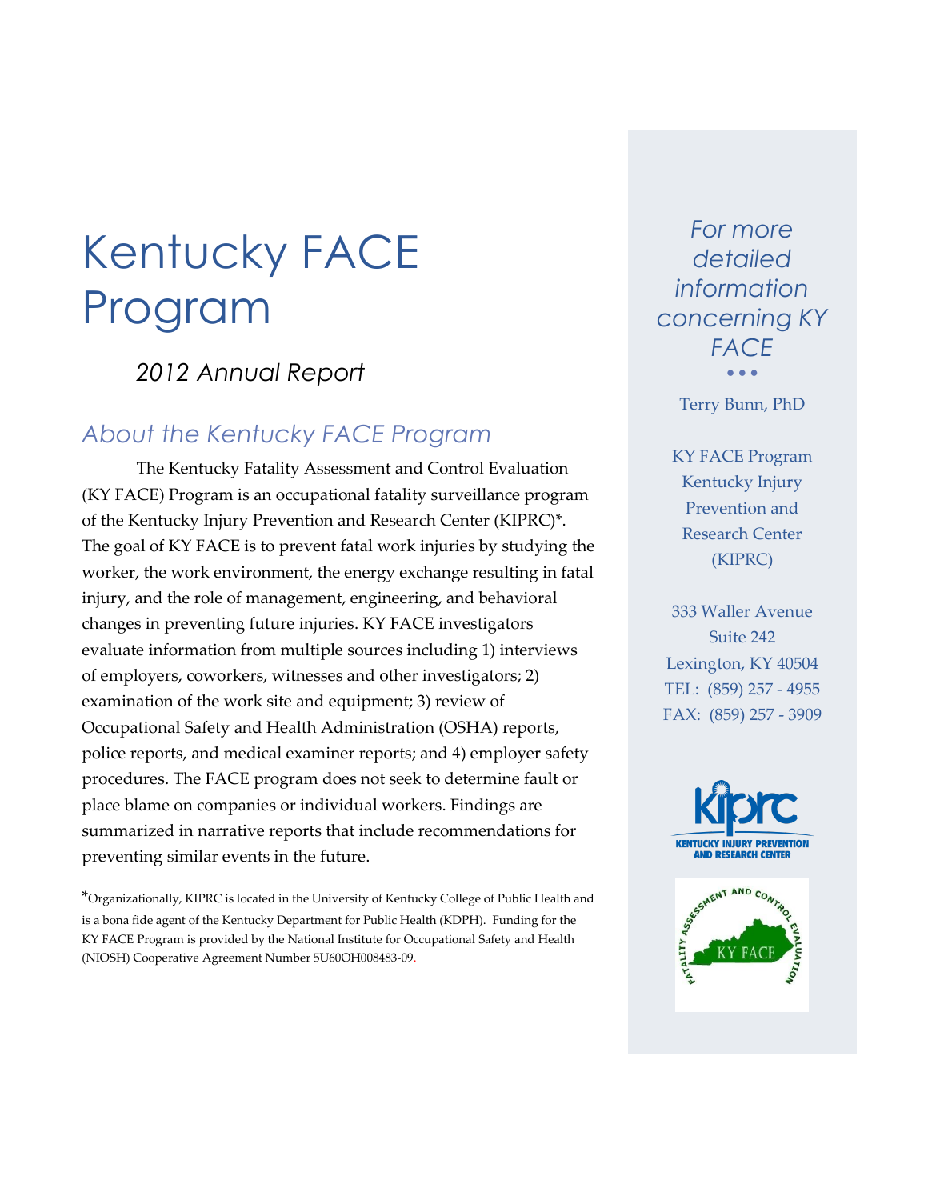# Kentucky FACE Program

*2012 Annual Report*

## *About the Kentucky FACE Program*

The Kentucky Fatality Assessment and Control Evaluation (KY FACE) Program is an occupational fatality surveillance program of the Kentucky Injury Prevention and Research Center (KIPRC)*. The goal of KY FACE is to prevent fatal work injuries by studying the worker, the work environment, the energy exchange resulting in fatal injury, and the role of management, engineering, and behavioral changes in preventing future injuries. KY FACE investigators evaluate information from multiple sources including 1) interviews of employers, coworkers, witnesses and other investigators; 2) examination of the work site and equipment; 3) review of Occupational Safety and Health Administration (OSHA) reports, police reports, and medical examiner reports; and 4) employer safety procedures. The FACE program does not seek to determine fault or place blame on companies or individual workers. Findings are summarized in narrative reports that include recommendations for preventing similar events in the future.

*Organizationally, KIPRC is located in the University of Kentucky College of Public Health and is a bona fide agent of the Kentucky Department for Public Health (KDPH). Funding for the KY FACE Program is provided by the National Institute for Occupational Safety and Health (NIOSH) Cooperative Agreement Number 5U60OH008483-09.

*For more detailed information concerning KY FACE*

Terry Bunn, PhD

KY FACE Program
Kentucky Injury Prevention and Research Center (KIPRC)

333 Waller Avenue
Suite 242
Lexington, KY 40504
TEL: (859) 257 - 4955
FAX: (859) 257 - 3909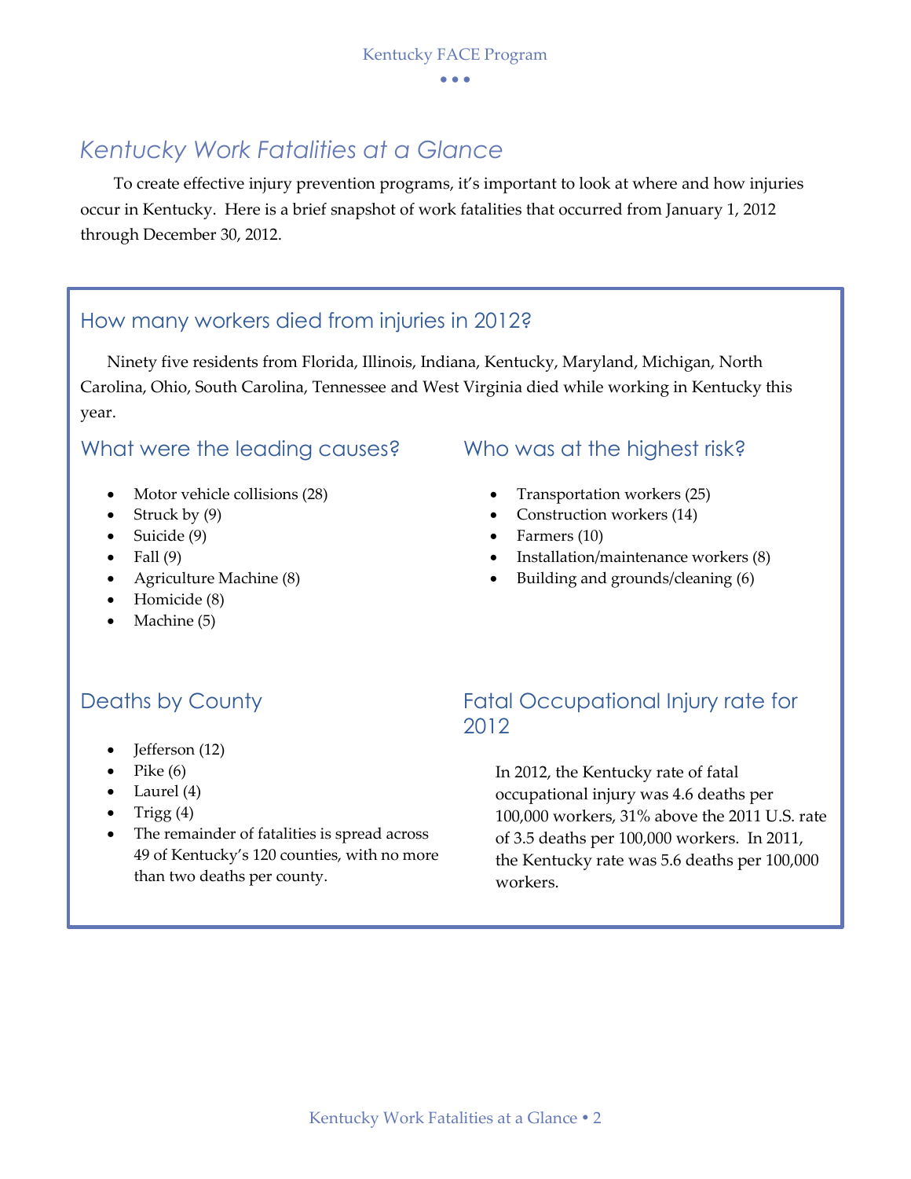# Kentucky Work Fatalities at a Glance

To create effective injury prevention programs, it's important to look at where and how injuries occur in Kentucky. Here is a brief snapshot of work fatalities that occurred from January 1, 2012 through December 30, 2012.

## How many workers died from injuries in 2012?

Ninety five residents from Florida, Illinois, Indiana, Kentucky, Maryland, Michigan, North Carolina, Ohio, South Carolina, Tennessee and West Virginia died while working in Kentucky this year.

## What were the leading causes?

- Motor vehicle collisions (28)
- Struck by (9)
- Suicide (9)
- Fall (9)
- Agriculture Machine (8)
- Homicide (8)
- Machine (5)

## Who was at the highest risk?

- Transportation workers (25)
- Construction workers (14)
- Farmers (10)
- Installation/maintenance workers (8)
- Building and grounds/cleaning (6)

## Deaths by County

- Jefferson (12)
- Pike (6)
- Laurel (4)
- Trigg (4)
- The remainder of fatalities is spread across 49 of Kentucky's 120 counties, with no more than two deaths per county.

## Fatal Occupational Injury rate for 2012

In 2012, the Kentucky rate of fatal occupational injury was 4.6 deaths per 100,000 workers, 31% above the 2011 U.S. rate of 3.5 deaths per 100,000 workers. In 2011, the Kentucky rate was 5.6 deaths per 100,000 workers.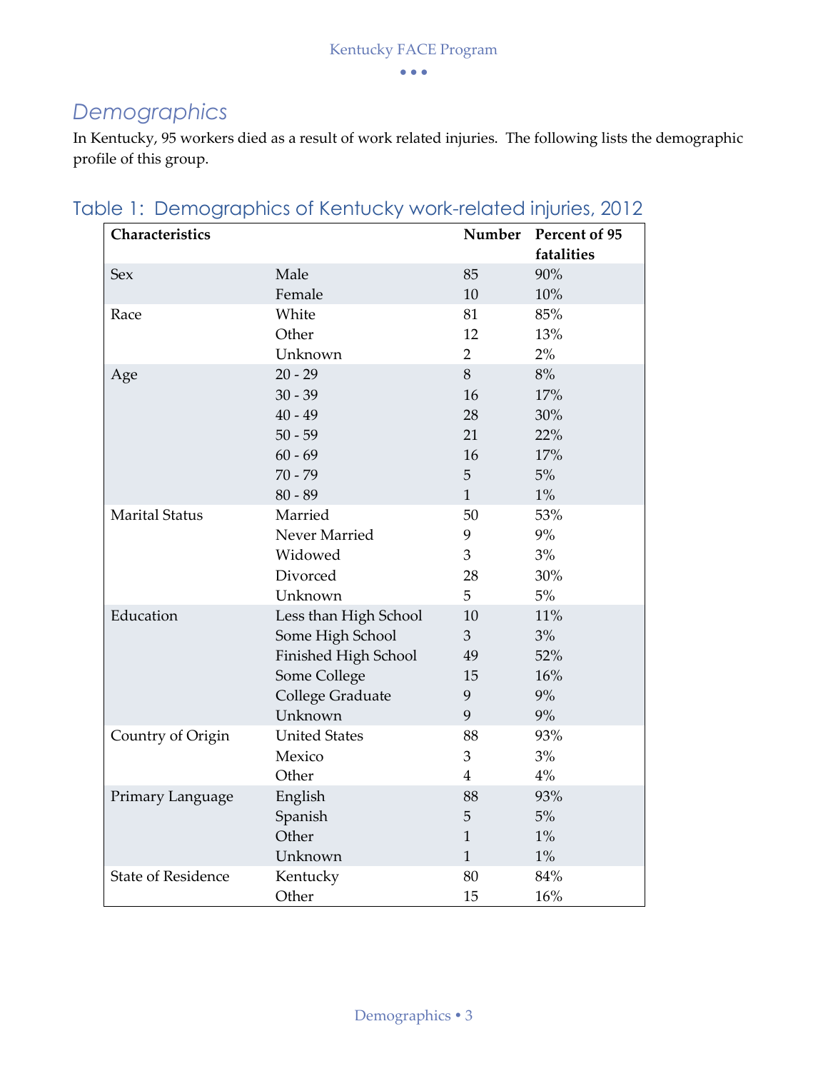## Demographics

In Kentucky, 95 workers died as a result of work related injuries. The following lists the demographic profile of this group.

### Table 1: Demographics of Kentucky work-related injuries, 2012

| Characteristics | | Number | Percent of 95 fatalities |
|---|---|---|---|
| Sex | Male | 85 | 90% |
| | Female | 10 | 10% |
| Race | White | 81 | 85% |
| | Other | 12 | 13% |
| | Unknown | 2 | 2% |
| Age | 20 - 29 | 8 | 8% |
| | 30 - 39 | 16 | 17% |
| | 40 - 49 | 28 | 30% |
| | 50 - 59 | 21 | 22% |
| | 60 - 69 | 16 | 17% |
| | 70 - 79 | 5 | 5% |
| | 80 - 89 | 1 | 1% |
| Marital Status | Married | 50 | 53% |
| | Never Married | 9 | 9% |
| | Widowed | 3 | 3% |
| | Divorced | 28 | 30% |
| | Unknown | 5 | 5% |
| Education | Less than High School | 10 | 11% |
| | Some High School | 3 | 3% |
| | Finished High School | 49 | 52% |
| | Some College | 15 | 16% |
| | College Graduate | 9 | 9% |
| | Unknown | 9 | 9% |
| Country of Origin | United States | 88 | 93% |
| | Mexico | 3 | 3% |
| | Other | 4 | 4% |
| Primary Language | English | 88 | 93% |
| | Spanish | 5 | 5% |
| | Other | 1 | 1% |
| | Unknown | 1 | 1% |
| State of Residence | Kentucky | 80 | 84% |
| | Other | 15 | 16% |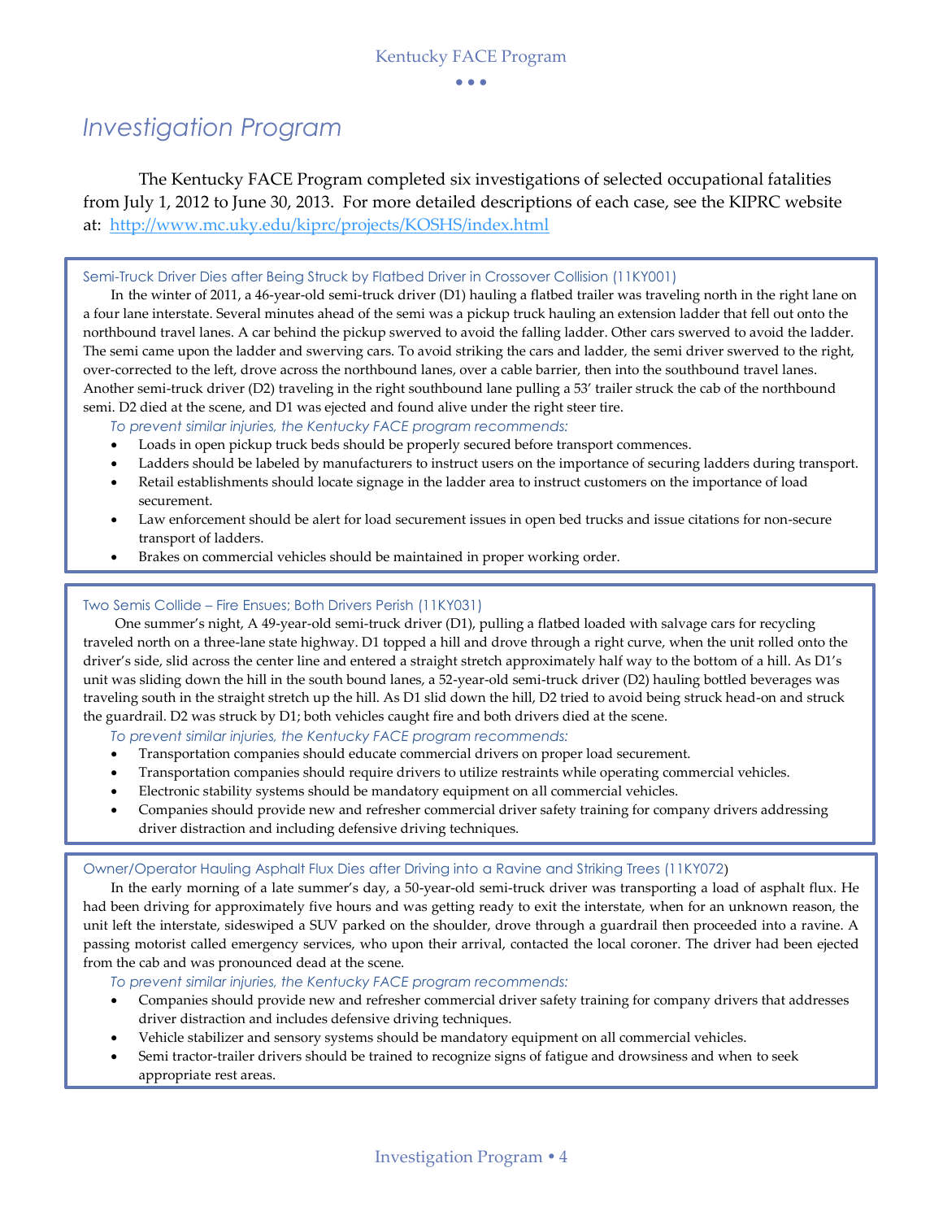# Investigation Program

The Kentucky FACE Program completed six investigations of selected occupational fatalities from July 1, 2012 to June 30, 2013. For more detailed descriptions of each case, see the KIPRC website at: [http://www.mc.uky.edu/kiprc/projects/KOSHS/index.html](http://www.mc.uky.edu/kiprc/projects/KOSHS/index.html)

### Semi-Truck Driver Dies after Being Struck by Flatbed Driver in Crossover Collision (11KY001)

In the winter of 2011, a 46-year-old semi-truck driver (D1) hauling a flatbed trailer was traveling north in the right lane on a four lane interstate. Several minutes ahead of the semi was a pickup truck hauling an extension ladder that fell out onto the northbound travel lanes. A car behind the pickup swerved to avoid the falling ladder. Other cars swerved to avoid the ladder. The semi came upon the ladder and swerving cars. To avoid striking the cars and ladder, the semi driver swerved to the right, over-corrected to the left, drove across the northbound lanes, over a cable barrier, then into the southbound travel lanes. Another semi-truck driver (D2) traveling in the right southbound lane pulling a 53' trailer struck the cab of the northbound semi. D2 died at the scene, and D1 was ejected and found alive under the right steer tire.

*To prevent similar injuries, the Kentucky FACE program recommends:*

- Loads in open pickup truck beds should be properly secured before transport commences.
- Ladders should be labeled by manufacturers to instruct users on the importance of securing ladders during transport.
- Retail establishments should locate signage in the ladder area to instruct customers on the importance of load securement.
- Law enforcement should be alert for load securement issues in open bed trucks and issue citations for non-secure transport of ladders.
- Brakes on commercial vehicles should be maintained in proper working order.

### Two Semis Collide – Fire Ensues; Both Drivers Perish (11KY031)

One summer's night, A 49-year-old semi-truck driver (D1), pulling a flatbed loaded with salvage cars for recycling traveled north on a three-lane state highway. D1 topped a hill and drove through a right curve, when the unit rolled onto the driver's side, slid across the center line and entered a straight stretch approximately half way to the bottom of a hill. As D1's unit was sliding down the hill in the south bound lanes, a 52-year-old semi-truck driver (D2) hauling bottled beverages was traveling south in the straight stretch up the hill. As D1 slid down the hill, D2 tried to avoid being struck head-on and struck the guardrail. D2 was struck by D1; both vehicles caught fire and both drivers died at the scene.

*To prevent similar injuries, the Kentucky FACE program recommends:*

- Transportation companies should educate commercial drivers on proper load securement.
- Transportation companies should require drivers to utilize restraints while operating commercial vehicles.
- Electronic stability systems should be mandatory equipment on all commercial vehicles.
- Companies should provide new and refresher commercial driver safety training for company drivers addressing driver distraction and including defensive driving techniques.

### Owner/Operator Hauling Asphalt Flux Dies after Driving into a Ravine and Striking Trees (11KY072)

In the early morning of a late summer's day, a 50-year-old semi-truck driver was transporting a load of asphalt flux. He had been driving for approximately five hours and was getting ready to exit the interstate, when for an unknown reason, the unit left the interstate, sideswiped a SUV parked on the shoulder, drove through a guardrail then proceeded into a ravine. A passing motorist called emergency services, who upon their arrival, contacted the local coroner. The driver had been ejected from the cab and was pronounced dead at the scene.

*To prevent similar injuries, the Kentucky FACE program recommends:*

- Companies should provide new and refresher commercial driver safety training for company drivers that addresses driver distraction and includes defensive driving techniques.
- Vehicle stabilizer and sensory systems should be mandatory equipment on all commercial vehicles.
- Semi tractor-trailer drivers should be trained to recognize signs of fatigue and drowsiness and when to seek appropriate rest areas.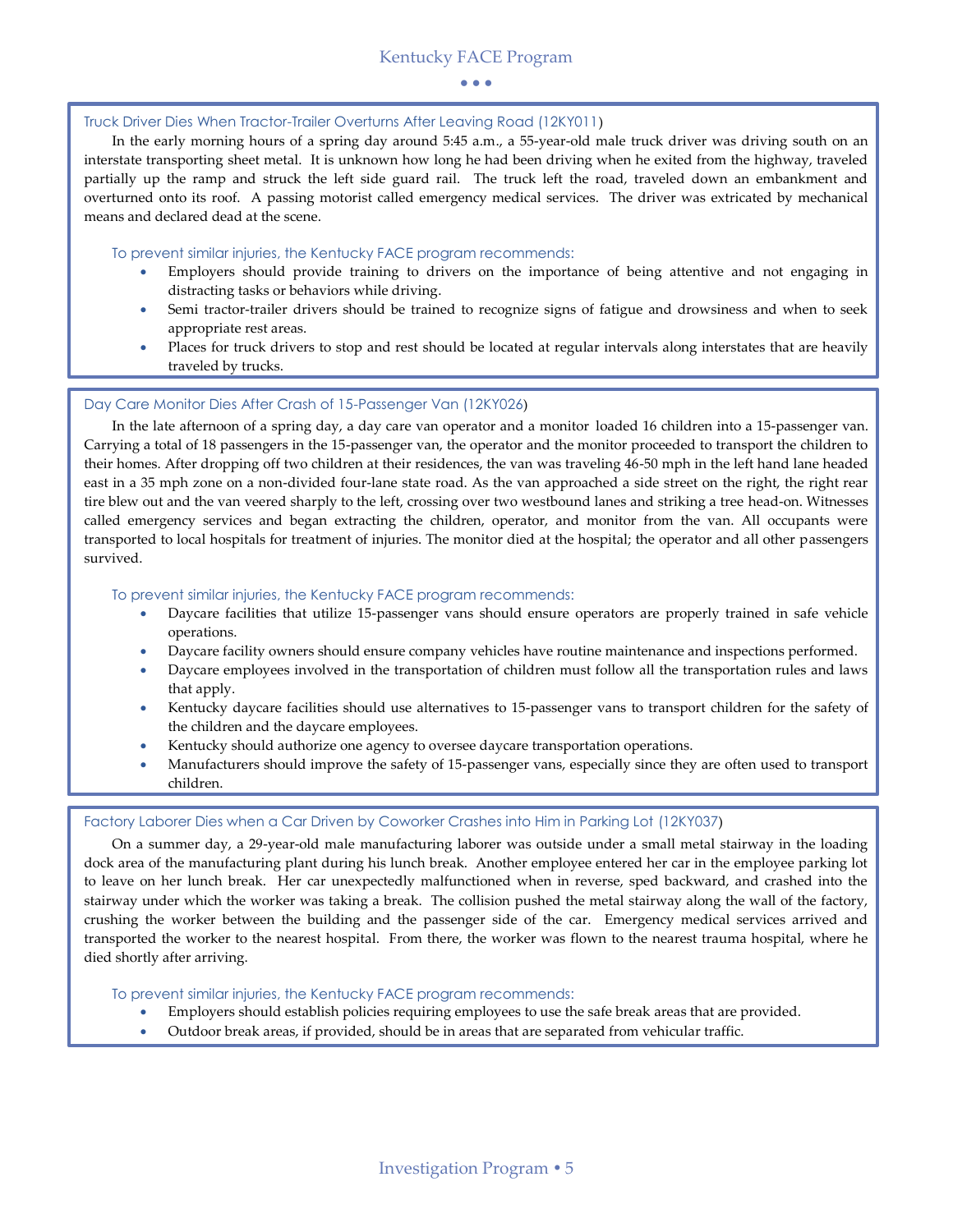### Truck Driver Dies When Tractor-Trailer Overturns After Leaving Road (12KY011)

In the early morning hours of a spring day around 5:45 a.m., a 55-year-old male truck driver was driving south on an interstate transporting sheet metal. It is unknown how long he had been driving when he exited from the highway, traveled partially up the ramp and struck the left side guard rail. The truck left the road, traveled down an embankment and overturned onto its roof. A passing motorist called emergency medical services. The driver was extricated by mechanical means and declared dead at the scene.

To prevent similar injuries, the Kentucky FACE program recommends:

- Employers should provide training to drivers on the importance of being attentive and not engaging in distracting tasks or behaviors while driving.
- Semi tractor-trailer drivers should be trained to recognize signs of fatigue and drowsiness and when to seek appropriate rest areas.
- Places for truck drivers to stop and rest should be located at regular intervals along interstates that are heavily traveled by trucks.

### Day Care Monitor Dies After Crash of 15-Passenger Van (12KY026)

In the late afternoon of a spring day, a day care van operator and a monitor loaded 16 children into a 15-passenger van. Carrying a total of 18 passengers in the 15-passenger van, the operator and the monitor proceeded to transport the children to their homes. After dropping off two children at their residences, the van was traveling 46-50 mph in the left hand lane headed east in a 35 mph zone on a non-divided four-lane state road. As the van approached a side street on the right, the right rear tire blew out and the van veered sharply to the left, crossing over two westbound lanes and striking a tree head-on. Witnesses called emergency services and began extracting the children, operator, and monitor from the van. All occupants were transported to local hospitals for treatment of injuries. The monitor died at the hospital; the operator and all other passengers survived.

To prevent similar injuries, the Kentucky FACE program recommends:

- Daycare facilities that utilize 15-passenger vans should ensure operators are properly trained in safe vehicle operations.
- Daycare facility owners should ensure company vehicles have routine maintenance and inspections performed.
- Daycare employees involved in the transportation of children must follow all the transportation rules and laws that apply.
- Kentucky daycare facilities should use alternatives to 15-passenger vans to transport children for the safety of the children and the daycare employees.
- Kentucky should authorize one agency to oversee daycare transportation operations.
- Manufacturers should improve the safety of 15-passenger vans, especially since they are often used to transport children.

### Factory Laborer Dies when a Car Driven by Coworker Crashes into Him in Parking Lot (12KY037)

On a summer day, a 29-year-old male manufacturing laborer was outside under a small metal stairway in the loading dock area of the manufacturing plant during his lunch break. Another employee entered her car in the employee parking lot to leave on her lunch break. Her car unexpectedly malfunctioned when in reverse, sped backward, and crashed into the stairway under which the worker was taking a break. The collision pushed the metal stairway along the wall of the factory, crushing the worker between the building and the passenger side of the car. Emergency medical services arrived and transported the worker to the nearest hospital. From there, the worker was flown to the nearest trauma hospital, where he died shortly after arriving.

To prevent similar injuries, the Kentucky FACE program recommends:

- Employers should establish policies requiring employees to use the safe break areas that are provided.
- Outdoor break areas, if provided, should be in areas that are separated from vehicular traffic.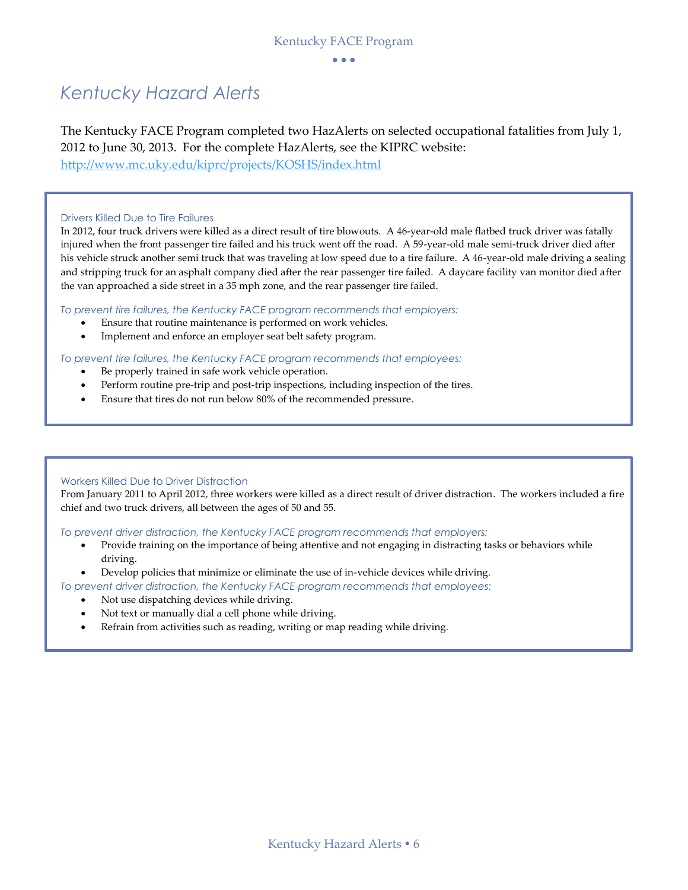# Kentucky Hazard Alerts

The Kentucky FACE Program completed two HazAlerts on selected occupational fatalities from July 1, 2012 to June 30, 2013. For the complete HazAlerts, see the KIPRC website: http://www.mc.uky.edu/kiprc/projects/KOSHS/index.html

### Drivers Killed Due to Tire Failures

In 2012, four truck drivers were killed as a direct result of tire blowouts. A 46-year-old male flatbed truck driver was fatally injured when the front passenger tire failed and his truck went off the road. A 59-year-old male semi-truck driver died after his vehicle struck another semi truck that was traveling at low speed due to a tire failure. A 46-year-old male driving a sealing and stripping truck for an asphalt company died after the rear passenger tire failed. A daycare facility van monitor died after the van approached a side street in a 35 mph zone, and the rear passenger tire failed.

*To prevent tire failures, the Kentucky FACE program recommends that employers:*

- Ensure that routine maintenance is performed on work vehicles.
- Implement and enforce an employer seat belt safety program.

*To prevent tire failures, the Kentucky FACE program recommends that employees:*

- Be properly trained in safe work vehicle operation.
- Perform routine pre-trip and post-trip inspections, including inspection of the tires.
- Ensure that tires do not run below 80% of the recommended pressure.

### Workers Killed Due to Driver Distraction

From January 2011 to April 2012, three workers were killed as a direct result of driver distraction. The workers included a fire chief and two truck drivers, all between the ages of 50 and 55.

*To prevent driver distraction, the Kentucky FACE program recommends that employers:*

- Provide training on the importance of being attentive and not engaging in distracting tasks or behaviors while driving.
- Develop policies that minimize or eliminate the use of in-vehicle devices while driving.

*To prevent driver distraction, the Kentucky FACE program recommends that employees:*

- Not use dispatching devices while driving.
- Not text or manually dial a cell phone while driving.
- Refrain from activities such as reading, writing or map reading while driving.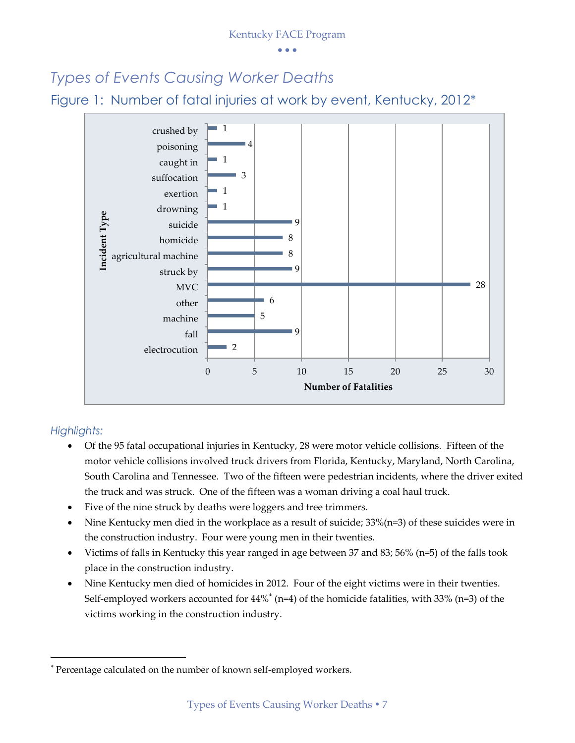## Types of Events Causing Worker Deaths

### Figure 1: Number of fatal injuries at work by event, Kentucky, 2012*

| Incident Type | Number of Fatalities |
|---|---|
| crushed by | 1 |
| poisoning | 4 |
| caught in | 1 |
| suffocation | 3 |
| exertion | 1 |
| drowning | 1 |
| suicide | 9 |
| homicide | 8 |
| agricultural machine | 8 |
| struck by | 9 |
| MVC | 28 |
| other | 6 |
| machine | 5 |
| fall | 9 |
| electrocution | 2 |

*Highlights:*

- Of the 95 fatal occupational injuries in Kentucky, 28 were motor vehicle collisions. Fifteen of the motor vehicle collisions involved truck drivers from Florida, Kentucky, Maryland, North Carolina, South Carolina and Tennessee. Two of the fifteen were pedestrian incidents, where the driver exited the truck and was struck. One of the fifteen was a woman driving a coal haul truck.
- Five of the nine struck by deaths were loggers and tree trimmers.
- Nine Kentucky men died in the workplace as a result of suicide; 33%(n=3) of these suicides were in the construction industry. Four were young men in their twenties.
- Victims of falls in Kentucky this year ranged in age between 37 and 83; 56% (n=5) of the falls took place in the construction industry.
- Nine Kentucky men died of homicides in 2012. Four of the eight victims were in their twenties. Self-employed workers accounted for 44%* (n=4) of the homicide fatalities, with 33% (n=3) of the victims working in the construction industry.

---

* Percentage calculated on the number of known self-employed workers.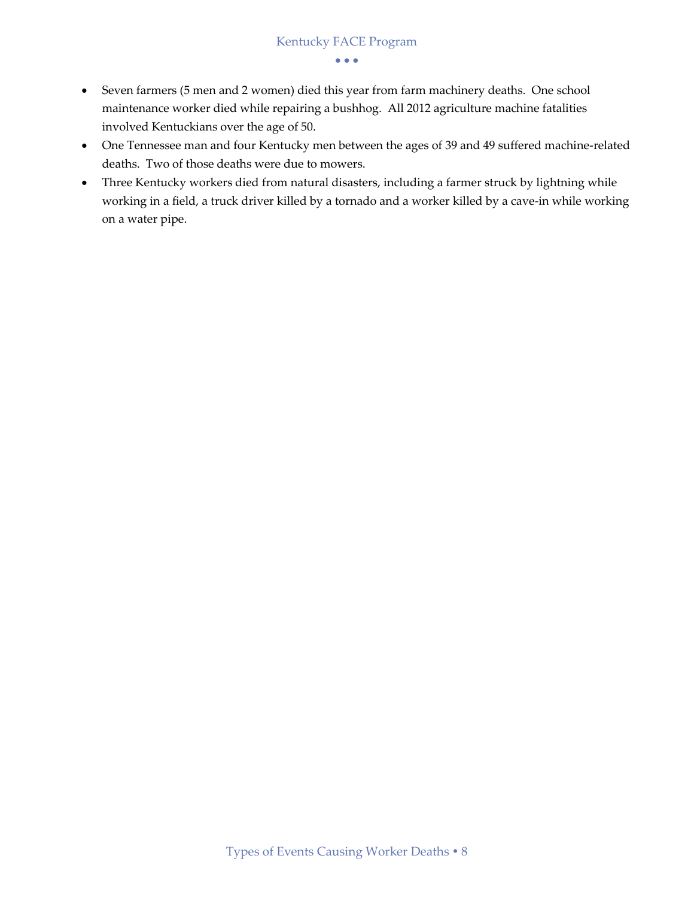- Seven farmers (5 men and 2 women) died this year from farm machinery deaths. One school maintenance worker died while repairing a bushhog. All 2012 agriculture machine fatalities involved Kentuckians over the age of 50.
- One Tennessee man and four Kentucky men between the ages of 39 and 49 suffered machine-related deaths. Two of those deaths were due to mowers.
- Three Kentucky workers died from natural disasters, including a farmer struck by lightning while working in a field, a truck driver killed by a tornado and a worker killed by a cave-in while working on a water pipe.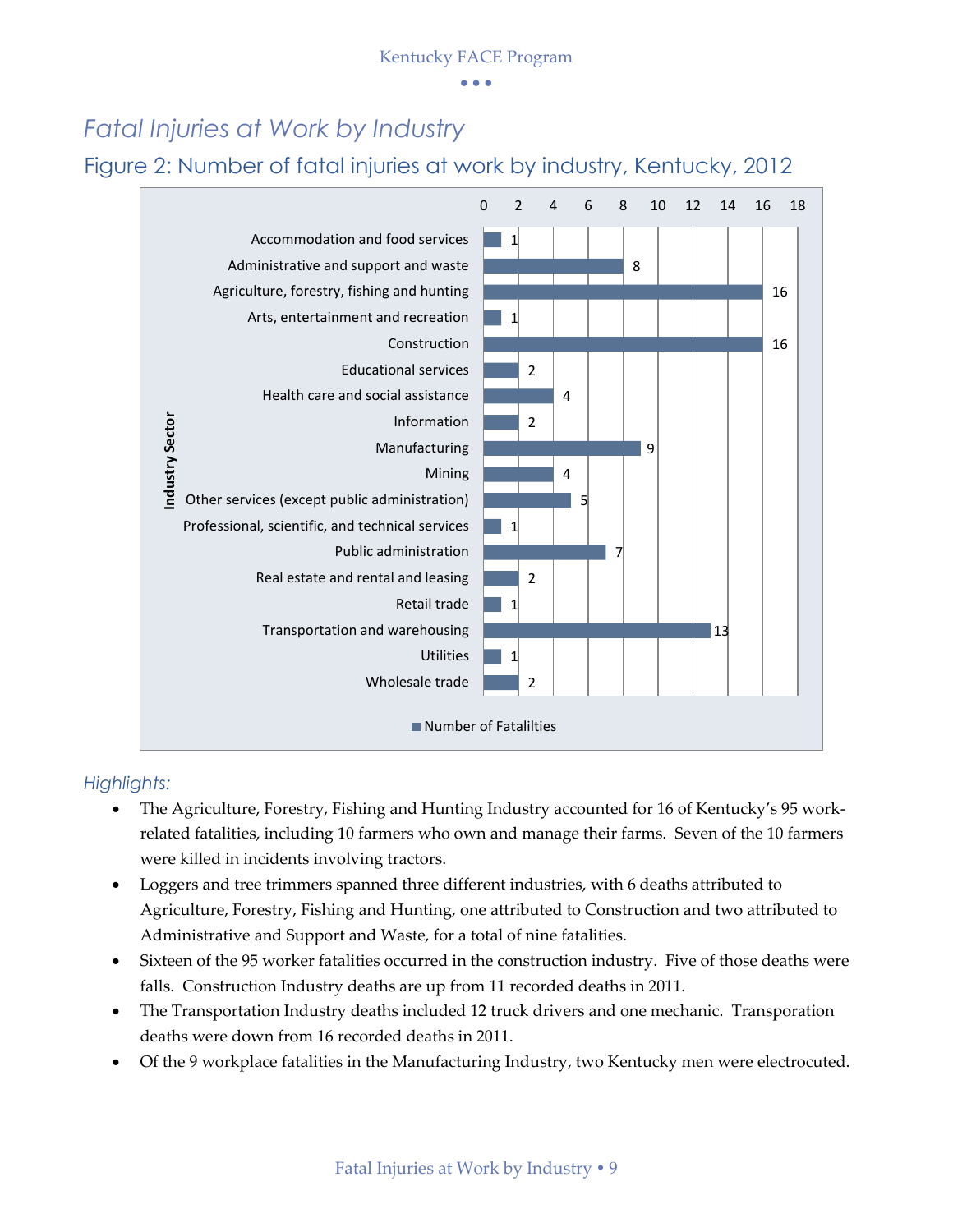## *Fatal Injuries at Work by Industry*

### Figure 2: Number of fatal injuries at work by industry, Kentucky, 2012

| Industry Sector | Number of Fatalilties |
|---|---|
| Accommodation and food services | 1 |
| Administrative and support and waste | 8 |
| Agriculture, forestry, fishing and hunting | 16 |
| Arts, entertainment and recreation | 1 |
| Construction | 16 |
| Educational services | 2 |
| Health care and social assistance | 4 |
| Information | 2 |
| Manufacturing | 9 |
| Mining | 4 |
| Other services (except public administration) | 5 |
| Professional, scientific, and technical services | 1 |
| Public administration | 7 |
| Real estate and rental and leasing | 2 |
| Retail trade | 1 |
| Transportation and warehousing | 13 |
| Utilities | 1 |
| Wholesale trade | 2 |

*Highlights:*

- The Agriculture, Forestry, Fishing and Hunting Industry accounted for 16 of Kentucky's 95 work-related fatalities, including 10 farmers who own and manage their farms. Seven of the 10 farmers were killed in incidents involving tractors.
- Loggers and tree trimmers spanned three different industries, with 6 deaths attributed to Agriculture, Forestry, Fishing and Hunting, one attributed to Construction and two attributed to Administrative and Support and Waste, for a total of nine fatalities.
- Sixteen of the 95 worker fatalities occurred in the construction industry. Five of those deaths were falls. Construction Industry deaths are up from 11 recorded deaths in 2011.
- The Transportation Industry deaths included 12 truck drivers and one mechanic. Transporation deaths were down from 16 recorded deaths in 2011.
- Of the 9 workplace fatalities in the Manufacturing Industry, two Kentucky men were electrocuted.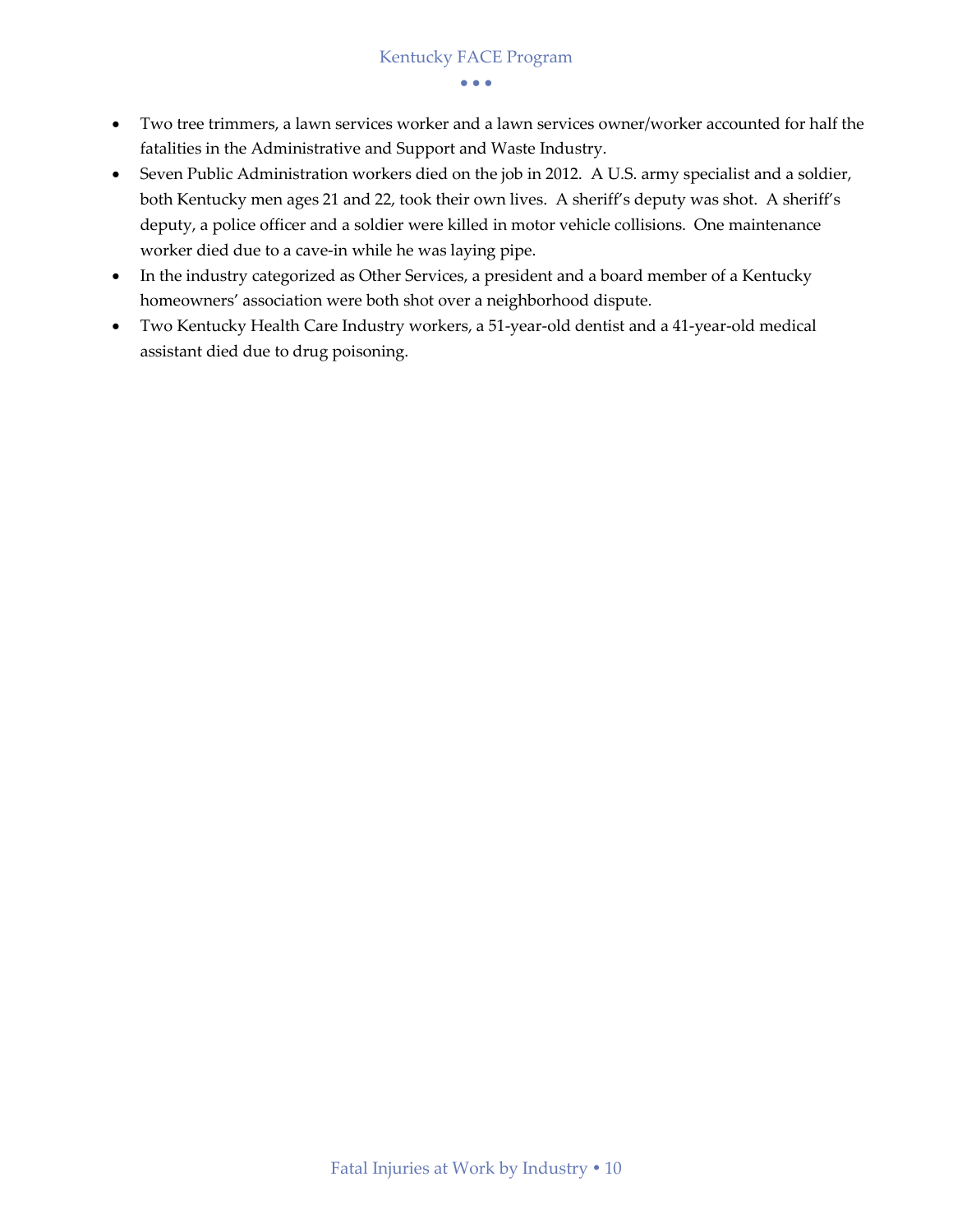- Two tree trimmers, a lawn services worker and a lawn services owner/worker accounted for half the fatalities in the Administrative and Support and Waste Industry.
- Seven Public Administration workers died on the job in 2012. A U.S. army specialist and a soldier, both Kentucky men ages 21 and 22, took their own lives. A sheriff's deputy was shot. A sheriff's deputy, a police officer and a soldier were killed in motor vehicle collisions. One maintenance worker died due to a cave-in while he was laying pipe.
- In the industry categorized as Other Services, a president and a board member of a Kentucky homeowners' association were both shot over a neighborhood dispute.
- Two Kentucky Health Care Industry workers, a 51-year-old dentist and a 41-year-old medical assistant died due to drug poisoning.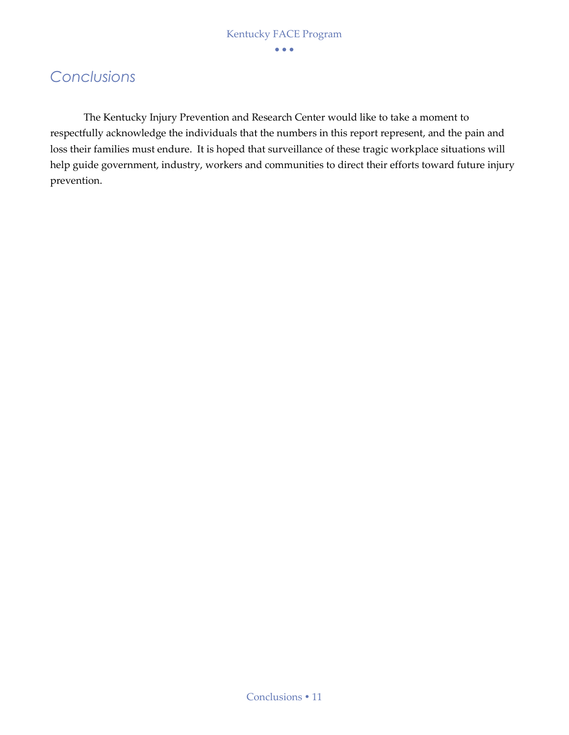# Conclusions

The Kentucky Injury Prevention and Research Center would like to take a moment to respectfully acknowledge the individuals that the numbers in this report represent, and the pain and loss their families must endure. It is hoped that surveillance of these tragic workplace situations will help guide government, industry, workers and communities to direct their efforts toward future injury prevention.